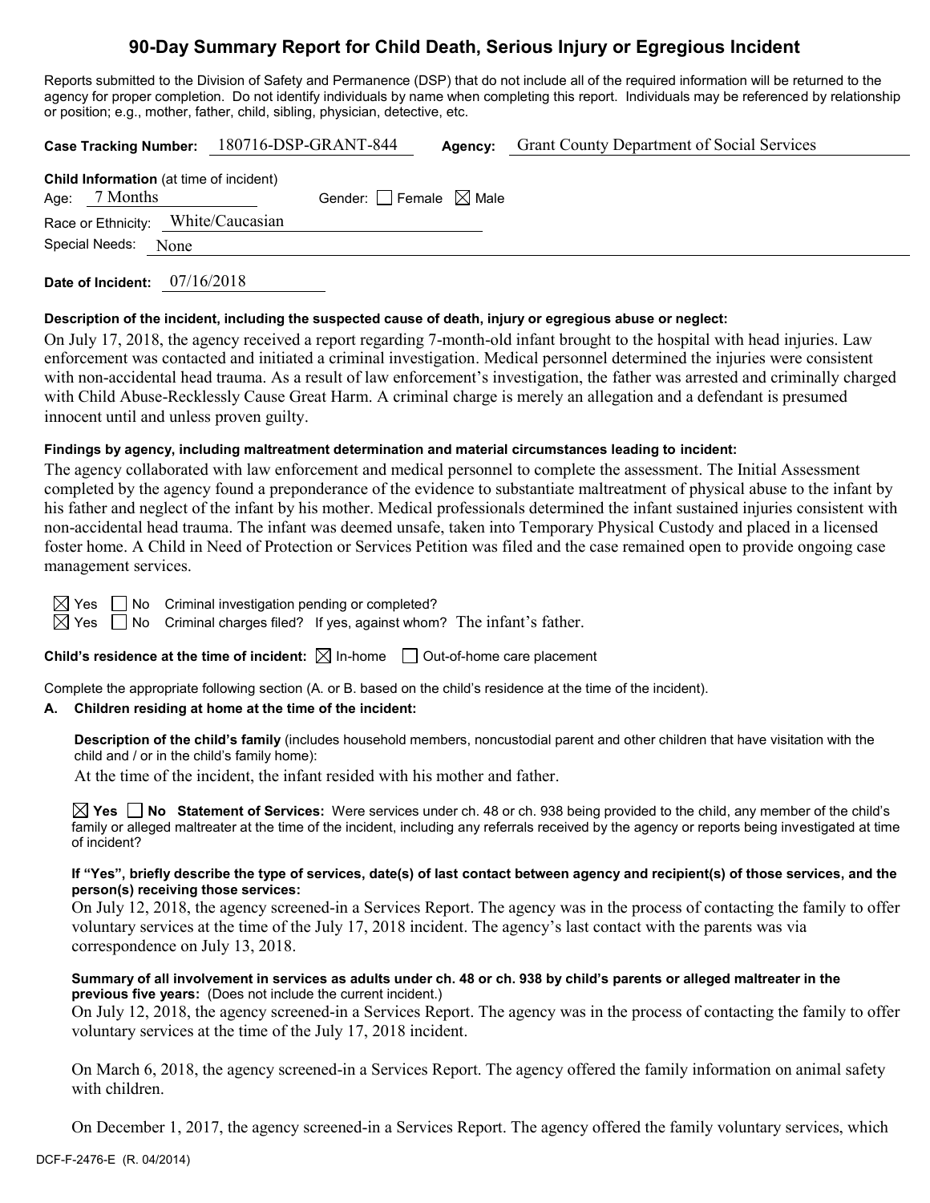# 90-Day Summary Report for Child Death, Serious Injury or Egregious Incident

Reports submitted to the Division of Safety and Permanence (DSP) that do not include all of the required information will be returned to the agency for proper completion. Do not identify individuals by name when completing this report. Individuals may be referenced by relationship or position; e.g., mother, father, child, sibling, physician, detective, etc.

**Case Tracking Number:** 180716-DSP-GRANT-844 **Agency:** Grant County Department of Social Services

**Child Information** (at time of incident)
Age: 7 Months Gender: ☐ Female ☒ Male
Race or Ethnicity: White/Caucasian
Special Needs: None

**Date of Incident:** 07/16/2018

**Description of the incident, including the suspected cause of death, injury or egregious abuse or neglect:**

On July 17, 2018, the agency received a report regarding 7-month-old infant brought to the hospital with head injuries. Law enforcement was contacted and initiated a criminal investigation. Medical personnel determined the injuries were consistent with non-accidental head trauma. As a result of law enforcement's investigation, the father was arrested and criminally charged with Child Abuse-Recklessly Cause Great Harm. A criminal charge is merely an allegation and a defendant is presumed innocent until and unless proven guilty.

**Findings by agency, including maltreatment determination and material circumstances leading to incident:**

The agency collaborated with law enforcement and medical personnel to complete the assessment. The Initial Assessment completed by the agency found a preponderance of the evidence to substantiate maltreatment of physical abuse to the infant by his father and neglect of the infant by his mother. Medical professionals determined the infant sustained injuries consistent with non-accidental head trauma. The infant was deemed unsafe, taken into Temporary Physical Custody and placed in a licensed foster home. A Child in Need of Protection or Services Petition was filed and the case remained open to provide ongoing case management services.

☒ Yes ☐ No Criminal investigation pending or completed?
☒ Yes ☐ No Criminal charges filed? If yes, against whom? The infant's father.

**Child's residence at the time of incident:** ☒ In-home ☐ Out-of-home care placement

Complete the appropriate following section (A. or B. based on the child's residence at the time of the incident).

**A. Children residing at home at the time of the incident:**

**Description of the child's family** (includes household members, noncustodial parent and other children that have visitation with the child and / or in the child's family home):

At the time of the incident, the infant resided with his mother and father.

☒ **Yes** ☐ **No Statement of Services:** Were services under ch. 48 or ch. 938 being provided to the child, any member of the child's family or alleged maltreater at the time of the incident, including any referrals received by the agency or reports being investigated at time of incident?

**If "Yes", briefly describe the type of services, date(s) of last contact between agency and recipient(s) of those services, and the person(s) receiving those services:**

On July 12, 2018, the agency screened-in a Services Report. The agency was in the process of contacting the family to offer voluntary services at the time of the July 17, 2018 incident. The agency's last contact with the parents was via correspondence on July 13, 2018.

**Summary of all involvement in services as adults under ch. 48 or ch. 938 by child's parents or alleged maltreater in the previous five years:** (Does not include the current incident.)

On July 12, 2018, the agency screened-in a Services Report. The agency was in the process of contacting the family to offer voluntary services at the time of the July 17, 2018 incident.

On March 6, 2018, the agency screened-in a Services Report. The agency offered the family information on animal safety with children.

On December 1, 2017, the agency screened-in a Services Report. The agency offered the family voluntary services, which

DCF-F-2476-E (R. 04/2014)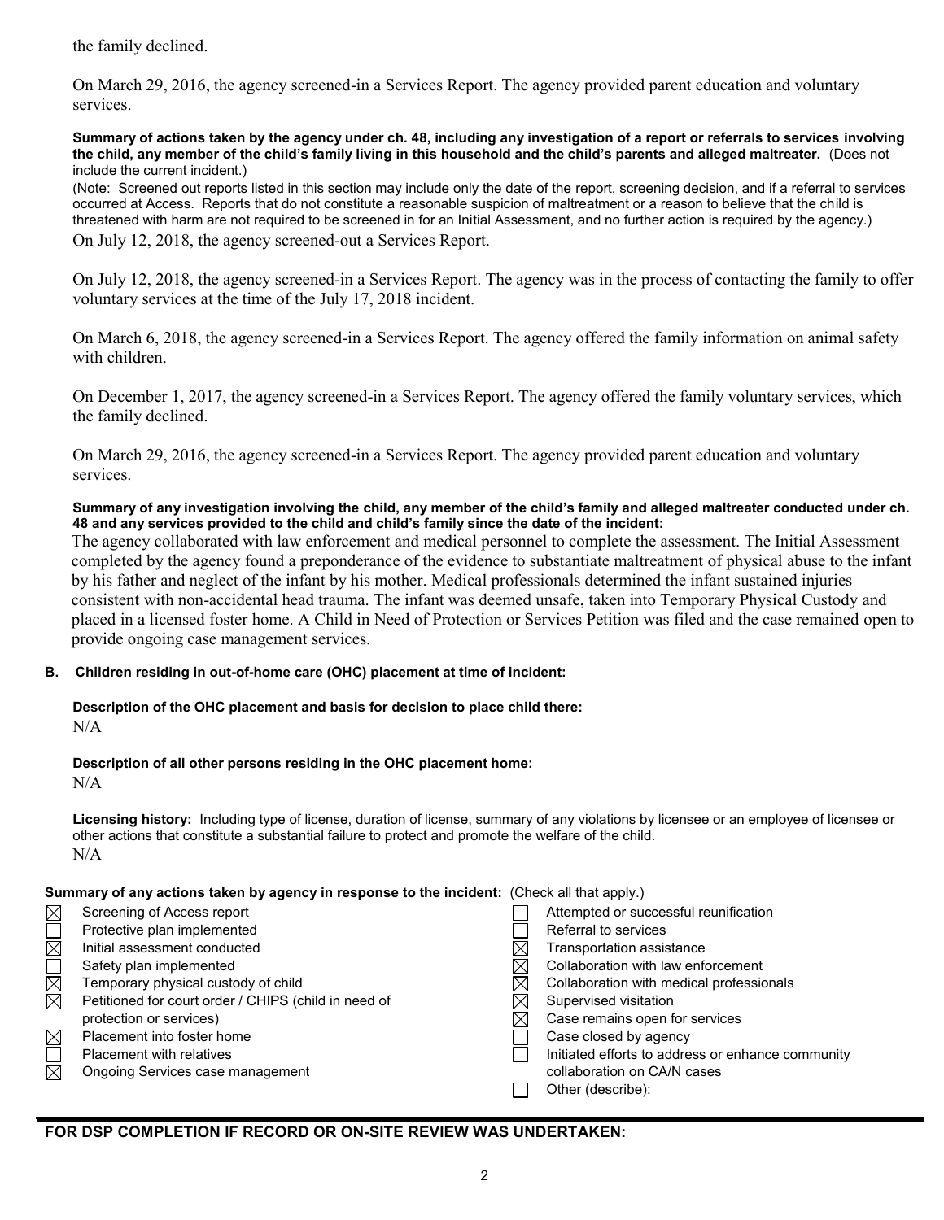the family declined.

On March 29, 2016, the agency screened-in a Services Report. The agency provided parent education and voluntary services.

**Summary of actions taken by the agency under ch. 48, including any investigation of a report or referrals to services involving the child, any member of the child's family living in this household and the child's parents and alleged maltreater.** (Does not include the current incident.)

(Note: Screened out reports listed in this section may include only the date of the report, screening decision, and if a referral to services occurred at Access. Reports that do not constitute a reasonable suspicion of maltreatment or a reason to believe that the child is threatened with harm are not required to be screened in for an Initial Assessment, and no further action is required by the agency.)

On July 12, 2018, the agency screened-out a Services Report.

On July 12, 2018, the agency screened-in a Services Report. The agency was in the process of contacting the family to offer voluntary services at the time of the July 17, 2018 incident.

On March 6, 2018, the agency screened-in a Services Report. The agency offered the family information on animal safety with children.

On December 1, 2017, the agency screened-in a Services Report. The agency offered the family voluntary services, which the family declined.

On March 29, 2016, the agency screened-in a Services Report. The agency provided parent education and voluntary services.

**Summary of any investigation involving the child, any member of the child's family and alleged maltreater conducted under ch. 48 and any services provided to the child and child's family since the date of the incident:**

The agency collaborated with law enforcement and medical personnel to complete the assessment. The Initial Assessment completed by the agency found a preponderance of the evidence to substantiate maltreatment of physical abuse to the infant by his father and neglect of the infant by his mother. Medical professionals determined the infant sustained injuries consistent with non-accidental head trauma. The infant was deemed unsafe, taken into Temporary Physical Custody and placed in a licensed foster home. A Child in Need of Protection or Services Petition was filed and the case remained open to provide ongoing case management services.

**B. Children residing in out-of-home care (OHC) placement at time of incident:**

**Description of the OHC placement and basis for decision to place child there:**

N/A

**Description of all other persons residing in the OHC placement home:**

N/A

**Licensing history:** Including type of license, duration of license, summary of any violations by licensee or an employee of licensee or other actions that constitute a substantial failure to protect and promote the welfare of the child.

N/A

**Summary of any actions taken by agency in response to the incident:** (Check all that apply.)

- ☒ Screening of Access report
- ☐ Protective plan implemented
- ☒ Initial assessment conducted
- ☐ Safety plan implemented
- ☒ Temporary physical custody of child
- ☒ Petitioned for court order / CHIPS (child in need of protection or services)
- ☒ Placement into foster home
- ☐ Placement with relatives
- ☒ Ongoing Services case management
- ☐ Attempted or successful reunification
- ☐ Referral to services
- ☒ Transportation assistance
- ☒ Collaboration with law enforcement
- ☒ Collaboration with medical professionals
- ☒ Supervised visitation
- ☒ Case remains open for services
- ☐ Case closed by agency
- ☐ Initiated efforts to address or enhance community collaboration on CA/N cases
- ☐ Other (describe):

**FOR DSP COMPLETION IF RECORD OR ON-SITE REVIEW WAS UNDERTAKEN:**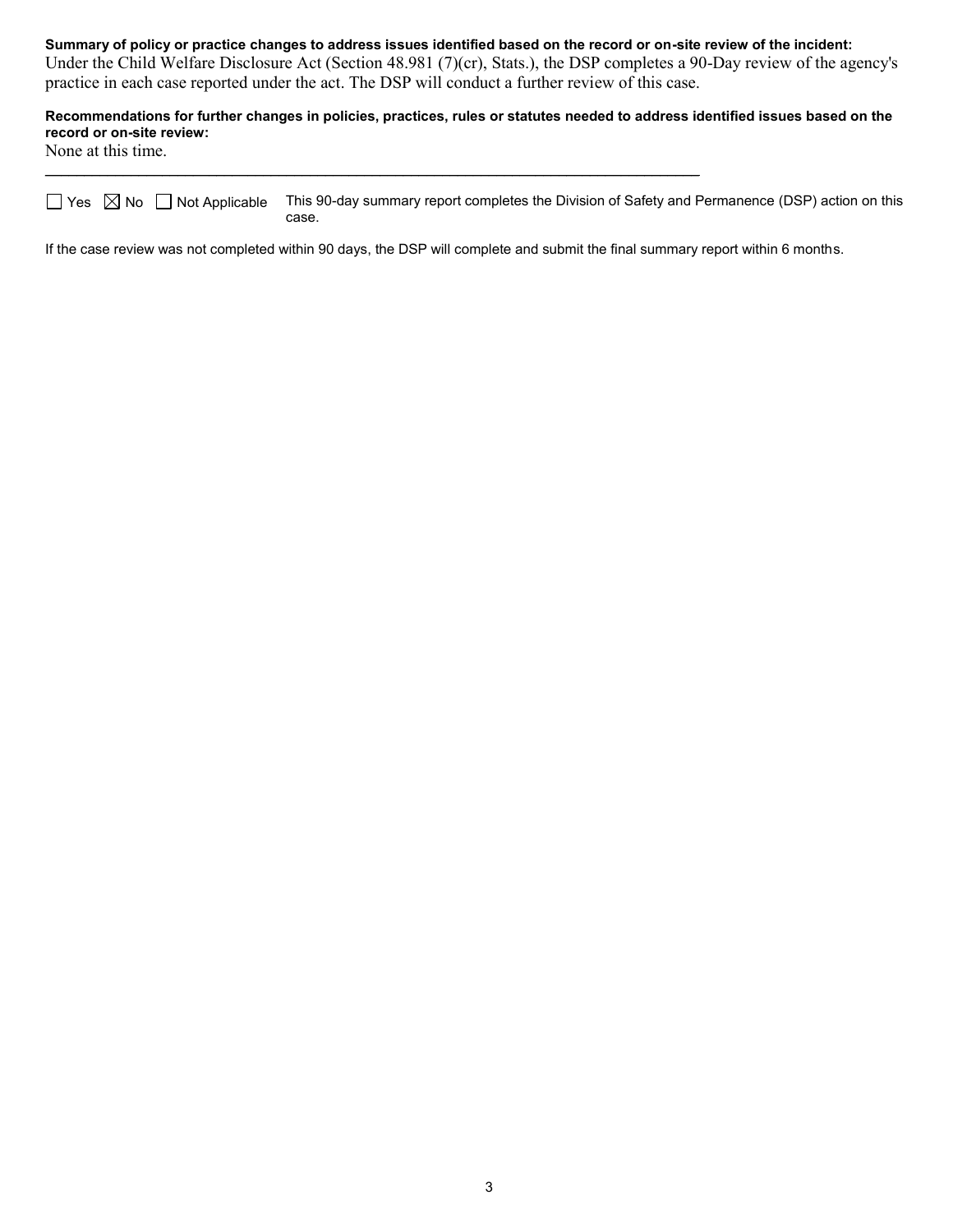**Summary of policy or practice changes to address issues identified based on the record or on-site review of the incident:**
Under the Child Welfare Disclosure Act (Section 48.981 (7)(cr), Stats.), the DSP completes a 90-Day review of the agency's practice in each case reported under the act. The DSP will conduct a further review of this case.

**Recommendations for further changes in policies, practices, rules or statutes needed to address identified issues based on the record or on-site review:**
None at this time.

---

☐ Yes ☒ No ☐ Not Applicable This 90-day summary report completes the Division of Safety and Permanence (DSP) action on this case.

If the case review was not completed within 90 days, the DSP will complete and submit the final summary report within 6 months.